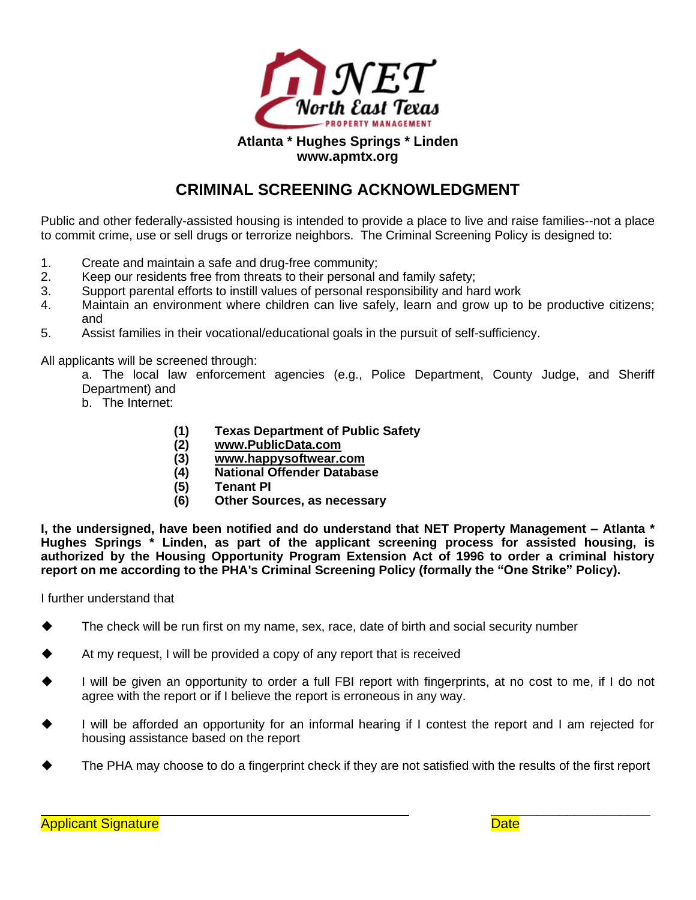NET North East Texas PROPERTY MANAGEMENT

**Atlanta * Hughes Springs * Linden**
**www.apmtx.org**

# CRIMINAL SCREENING ACKNOWLEDGMENT

Public and other federally-assisted housing is intended to provide a place to live and raise families--not a place to commit crime, use or sell drugs or terrorize neighbors. The Criminal Screening Policy is designed to:

1. Create and maintain a safe and drug-free community;
2. Keep our residents free from threats to their personal and family safety;
3. Support parental efforts to instill values of personal responsibility and hard work
4. Maintain an environment where children can live safely, learn and grow up to be productive citizens; and
5. Assist families in their vocational/educational goals in the pursuit of self-sufficiency.

All applicants will be screened through:

a. The local law enforcement agencies (e.g., Police Department, County Judge, and Sheriff Department) and
b. The Internet:

**(1) Texas Department of Public Safety**
**(2) www.PublicData.com**
**(3) www.happysoftwear.com**
**(4) National Offender Database**
**(5) Tenant PI**
**(6) Other Sources, as necessary**

**I, the undersigned, have been notified and do understand that NET Property Management – Atlanta * Hughes Springs * Linden, as part of the applicant screening process for assisted housing, is authorized by the Housing Opportunity Program Extension Act of 1996 to order a criminal history report on me according to the PHA's Criminal Screening Policy (formally the "One Strike" Policy).**

I further understand that

- The check will be run first on my name, sex, race, date of birth and social security number
- At my request, I will be provided a copy of any report that is received
- I will be given an opportunity to order a full FBI report with fingerprints, at no cost to me, if I do not agree with the report or if I believe the report is erroneous in any way.
- I will be afforded an opportunity for an informal hearing if I contest the report and I am rejected for housing assistance based on the report
- The PHA may choose to do a fingerprint check if they are not satisfied with the results of the first report

\_\_\_\_\_\_\_\_\_\_\_\_\_\_\_\_\_\_\_\_\_\_\_\_\_\_\_\_\_\_\_\_\_\_\_\_\_\_\_\_ \_\_\_\_\_\_\_\_\_\_\_\_\_\_\_\_\_\_\_\_
Applicant Signature Date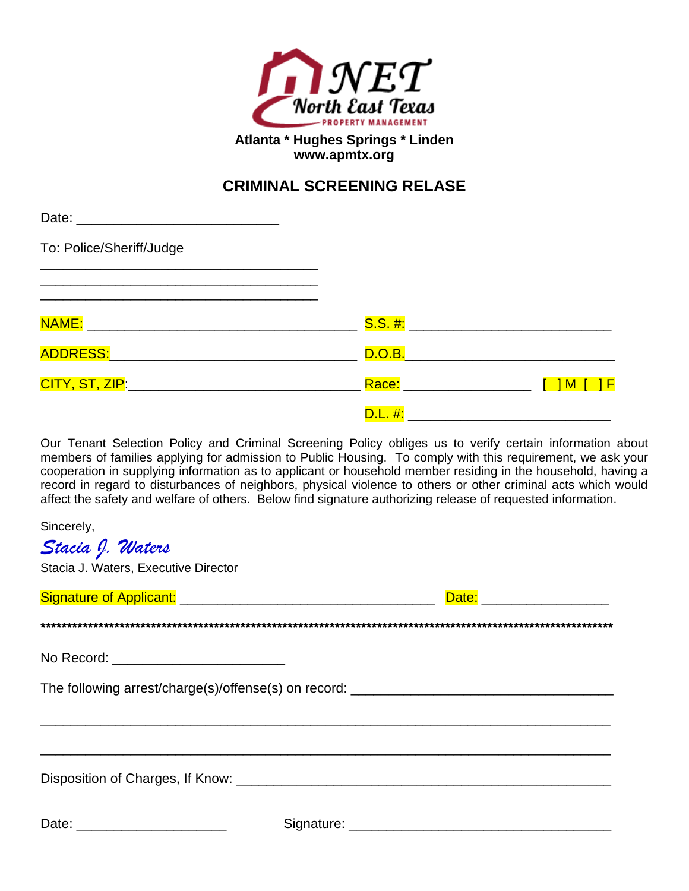NET North East Texas PROPERTY MANAGEMENT

**Atlanta * Hughes Springs * Linden**
**www.apmtx.org**

## CRIMINAL SCREENING RELASE

Date: ___________________________

To: Police/Sheriff/Judge

_____________________________________
_____________________________________
_____________________________________

NAME: ___________________________________ S.S. #: ___________________________

ADDRESS: _________________________________ D.O.B. ____________________________

CITY, ST, ZIP: _____________________________ Race: _________________ [ ] M [ ] F

D.L. #: ___________________________

Our Tenant Selection Policy and Criminal Screening Policy obliges us to verify certain information about members of families applying for admission to Public Housing. To comply with this requirement, we ask your cooperation in supplying information as to applicant or household member residing in the household, having a record in regard to disturbances of neighbors, physical violence to others or other criminal acts which would affect the safety and welfare of others. Below find signature authorizing release of requested information.

Sincerely,

*Stacia J. Waters*

Stacia J. Waters, Executive Director

Signature of Applicant: __________________________________ Date: _________________

*************************************************************************************************************

No Record: _______________________

The following arrest/charge(s)/offense(s) on record: ___________________________________

_____________________________________________________________________________

_____________________________________________________________________________

Disposition of Charges, If Know: __________________________________________________

Date: ____________________ Signature: ___________________________________